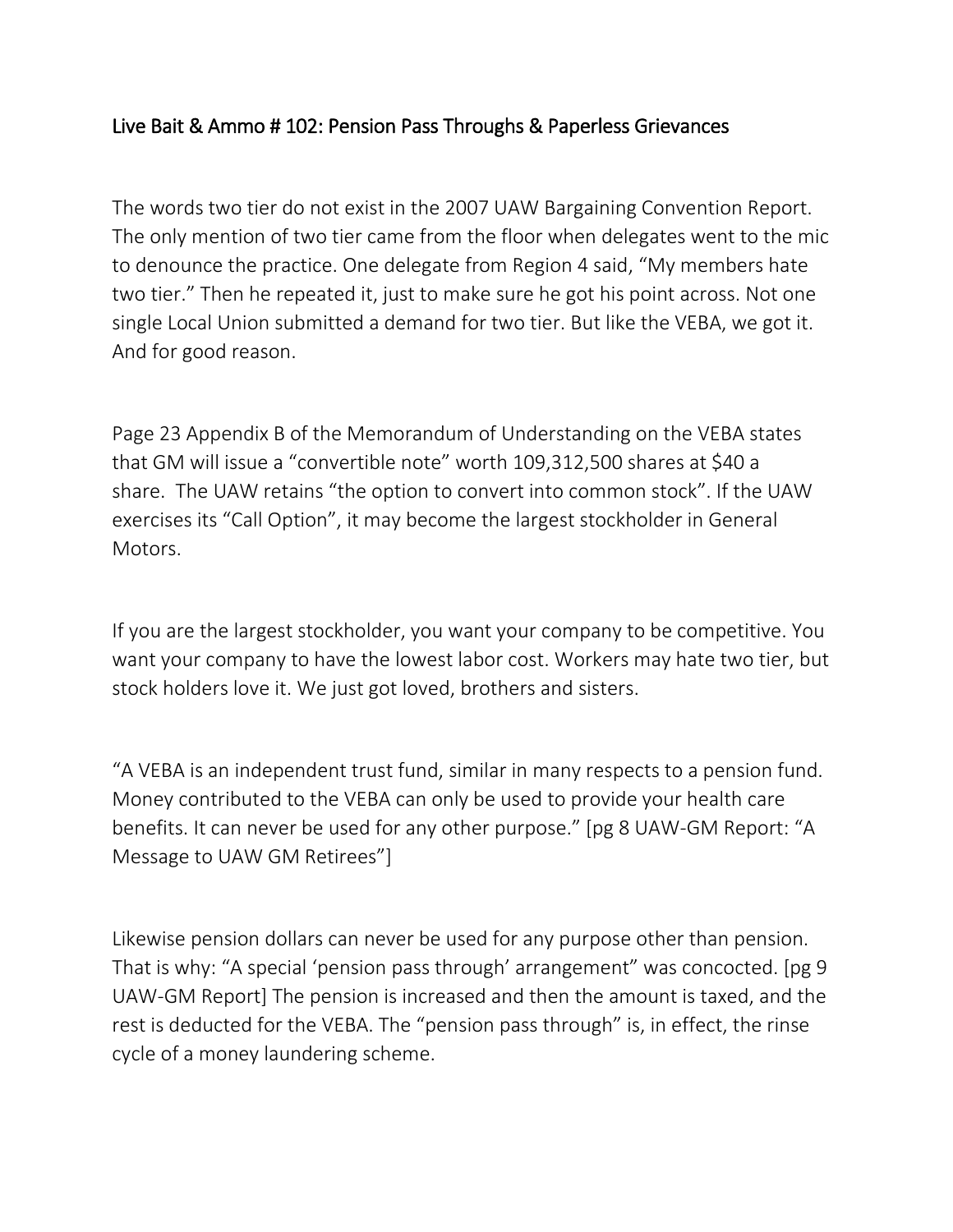# Live Bait & Ammo # 102: Pension Pass Throughs & Paperless Grievances

The words two tier do not exist in the 2007 UAW Bargaining Convention Report. The only mention of two tier came from the floor when delegates went to the mic to denounce the practice. One delegate from Region 4 said, "My members hate two tier." Then he repeated it, just to make sure he got his point across. Not one single Local Union submitted a demand for two tier. But like the VEBA, we got it. And for good reason.

Page 23 Appendix B of the Memorandum of Understanding on the VEBA states that GM will issue a "convertible note" worth 109,312,500 shares at $40 a share. The UAW retains "the option to convert into common stock". If the UAW exercises its "Call Option", it may become the largest stockholder in General Motors.

If you are the largest stockholder, you want your company to be competitive. You want your company to have the lowest labor cost. Workers may hate two tier, but stock holders love it. We just got loved, brothers and sisters.

"A VEBA is an independent trust fund, similar in many respects to a pension fund. Money contributed to the VEBA can only be used to provide your health care benefits. It can never be used for any other purpose." [pg 8 UAW-GM Report: "A Message to UAW GM Retirees"]

Likewise pension dollars can never be used for any purpose other than pension. That is why: "A special 'pension pass through' arrangement" was concocted. [pg 9 UAW-GM Report] The pension is increased and then the amount is taxed, and the rest is deducted for the VEBA. The "pension pass through" is, in effect, the rinse cycle of a money laundering scheme.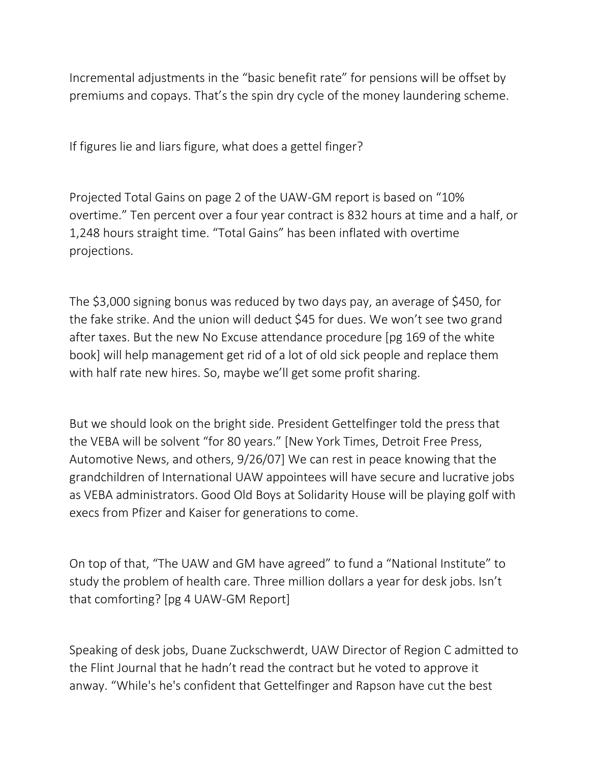Incremental adjustments in the "basic benefit rate" for pensions will be offset by premiums and copays. That's the spin dry cycle of the money laundering scheme.

If figures lie and liars figure, what does a gettel finger?

Projected Total Gains on page 2 of the UAW-GM report is based on "10% overtime." Ten percent over a four year contract is 832 hours at time and a half, or 1,248 hours straight time. "Total Gains" has been inflated with overtime projections.

The $3,000 signing bonus was reduced by two days pay, an average of $450, for the fake strike. And the union will deduct $45 for dues. We won't see two grand after taxes. But the new No Excuse attendance procedure [pg 169 of the white book] will help management get rid of a lot of old sick people and replace them with half rate new hires. So, maybe we'll get some profit sharing.

But we should look on the bright side. President Gettelfinger told the press that the VEBA will be solvent "for 80 years." [New York Times, Detroit Free Press, Automotive News, and others, 9/26/07] We can rest in peace knowing that the grandchildren of International UAW appointees will have secure and lucrative jobs as VEBA administrators. Good Old Boys at Solidarity House will be playing golf with execs from Pfizer and Kaiser for generations to come.

On top of that, "The UAW and GM have agreed" to fund a "National Institute" to study the problem of health care. Three million dollars a year for desk jobs. Isn't that comforting? [pg 4 UAW-GM Report]

Speaking of desk jobs, Duane Zuckschwerdt, UAW Director of Region C admitted to the Flint Journal that he hadn't read the contract but he voted to approve it anway. "While's he's confident that Gettelfinger and Rapson have cut the best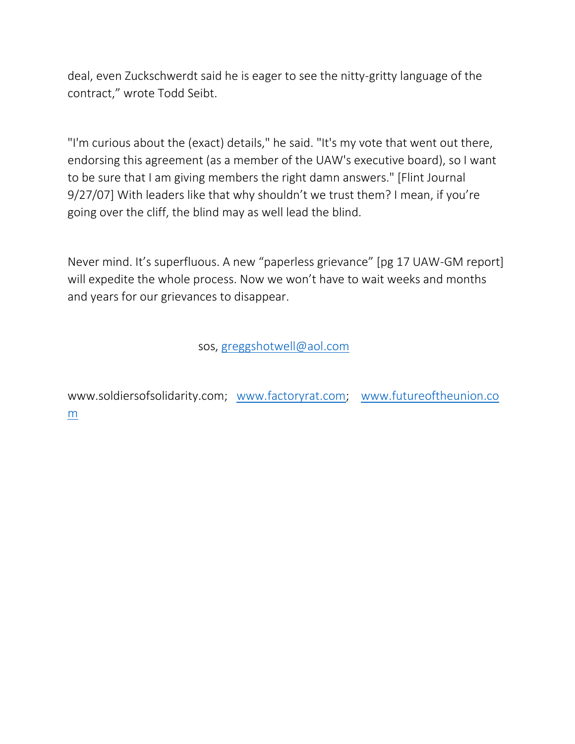deal, even Zuckschwerdt said he is eager to see the nitty-gritty language of the contract," wrote Todd Seibt.

"I'm curious about the (exact) details," he said. "It's my vote that went out there, endorsing this agreement (as a member of the UAW's executive board), so I want to be sure that I am giving members the right damn answers." [Flint Journal 9/27/07] With leaders like that why shouldn't we trust them? I mean, if you're going over the cliff, the blind may as well lead the blind.

Never mind. It's superfluous. A new "paperless grievance" [pg 17 UAW-GM report] will expedite the whole process. Now we won't have to wait weeks and months and years for our grievances to disappear.

sos, greggshotwell@aol.com

www.soldiersofsolidarity.com; www.factoryrat.com; www.futureoftheunion.com